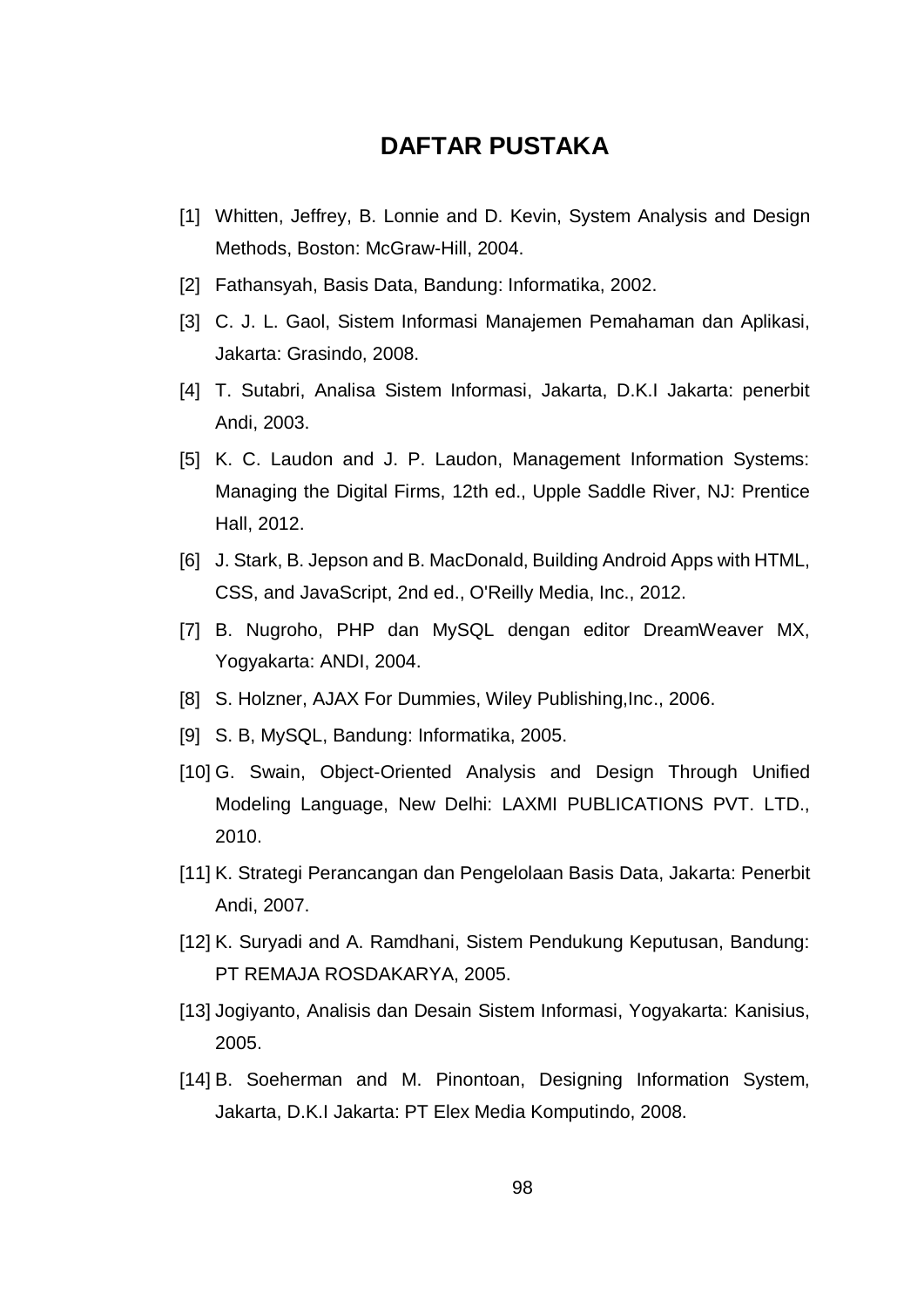# DAFTAR PUSTAKA

[1] Whitten, Jeffrey, B. Lonnie and D. Kevin, System Analysis and Design Methods, Boston: McGraw-Hill, 2004.

[2] Fathansyah, Basis Data, Bandung: Informatika, 2002.

[3] C. J. L. Gaol, Sistem Informasi Manajemen Pemahaman dan Aplikasi, Jakarta: Grasindo, 2008.

[4] T. Sutabri, Analisa Sistem Informasi, Jakarta, D.K.I Jakarta: penerbit Andi, 2003.

[5] K. C. Laudon and J. P. Laudon, Management Information Systems: Managing the Digital Firms, 12th ed., Upple Saddle River, NJ: Prentice Hall, 2012.

[6] J. Stark, B. Jepson and B. MacDonald, Building Android Apps with HTML, CSS, and JavaScript, 2nd ed., O'Reilly Media, Inc., 2012.

[7] B. Nugroho, PHP dan MySQL dengan editor DreamWeaver MX, Yogyakarta: ANDI, 2004.

[8] S. Holzner, AJAX For Dummies, Wiley Publishing,Inc., 2006.

[9] S. B, MySQL, Bandung: Informatika, 2005.

[10] G. Swain, Object-Oriented Analysis and Design Through Unified Modeling Language, New Delhi: LAXMI PUBLICATIONS PVT. LTD., 2010.

[11] K. Strategi Perancangan dan Pengelolaan Basis Data, Jakarta: Penerbit Andi, 2007.

[12] K. Suryadi and A. Ramdhani, Sistem Pendukung Keputusan, Bandung: PT REMAJA ROSDAKARYA, 2005.

[13] Jogiyanto, Analisis dan Desain Sistem Informasi, Yogyakarta: Kanisius, 2005.

[14] B. Soeherman and M. Pinontoan, Designing Information System, Jakarta, D.K.I Jakarta: PT Elex Media Komputindo, 2008.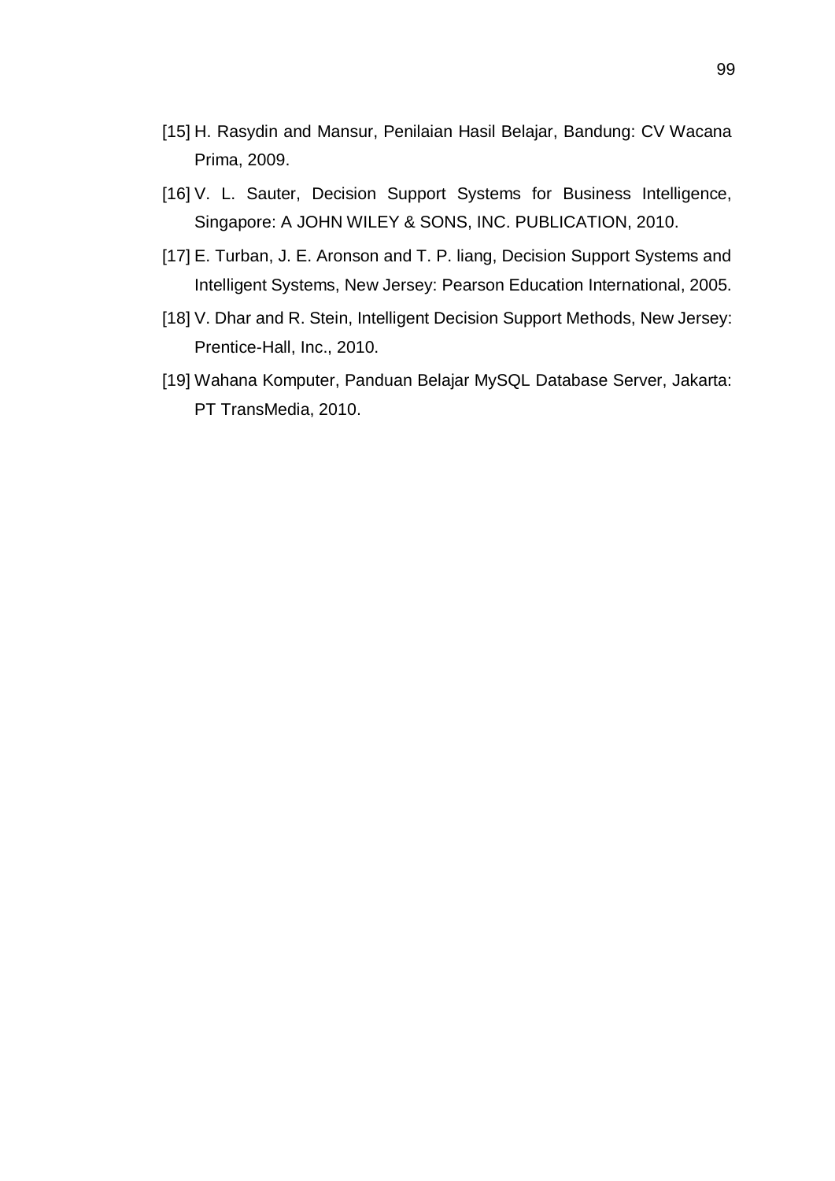[15] H. Rasydin and Mansur, Penilaian Hasil Belajar, Bandung: CV Wacana Prima, 2009.

[16] V. L. Sauter, Decision Support Systems for Business Intelligence, Singapore: A JOHN WILEY & SONS, INC. PUBLICATION, 2010.

[17] E. Turban, J. E. Aronson and T. P. liang, Decision Support Systems and Intelligent Systems, New Jersey: Pearson Education International, 2005.

[18] V. Dhar and R. Stein, Intelligent Decision Support Methods, New Jersey: Prentice-Hall, Inc., 2010.

[19] Wahana Komputer, Panduan Belajar MySQL Database Server, Jakarta: PT TransMedia, 2010.